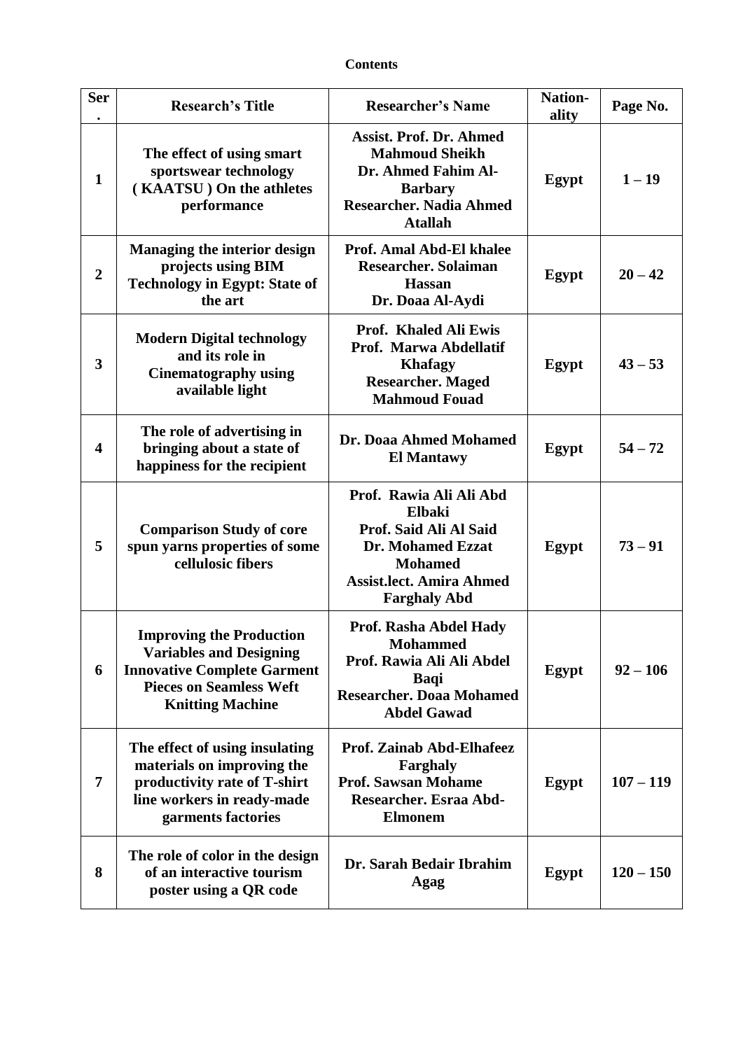**Contents**

| Ser. | Research's Title | Researcher's Name | Nation-ality | Page No. |
|---|---|---|---|---|
| 1 | The effect of using smart sportswear technology ( KAATSU ) On the athletes performance | Assist. Prof. Dr. Ahmed Mahmoud Sheikh<br>Dr. Ahmed Fahim Al-Barbary<br>Researcher. Nadia Ahmed Atallah | Egypt | 1 – 19 |
| 2 | Managing the interior design projects using BIM Technology in Egypt: State of the art | Prof. Amal Abd-El khalee<br>Researcher. Solaiman Hassan<br>Dr. Doaa Al-Aydi | Egypt | 20 – 42 |
| 3 | Modern Digital technology and its role in Cinematography using available light | Prof. Khaled Ali Ewis<br>Prof. Marwa Abdellatif Khafagy<br>Researcher. Maged Mahmoud Fouad | Egypt | 43 – 53 |
| 4 | The role of advertising in bringing about a state of happiness for the recipient | Dr. Doaa Ahmed Mohamed El Mantawy | Egypt | 54 – 72 |
| 5 | Comparison Study of core spun yarns properties of some cellulosic fibers | Prof. Rawia Ali Ali Abd Elbaki<br>Prof. Said Ali Al Said<br>Dr. Mohamed Ezzat Mohamed<br>Assist.lect. Amira Ahmed Farghaly Abd | Egypt | 73 – 91 |
| 6 | Improving the Production Variables and Designing Innovative Complete Garment Pieces on Seamless Weft Knitting Machine | Prof. Rasha Abdel Hady Mohammed<br>Prof. Rawia Ali Ali Abdel Baqi<br>Researcher. Doaa Mohamed Abdel Gawad | Egypt | 92 – 106 |
| 7 | The effect of using insulating materials on improving the productivity rate of T-shirt line workers in ready-made garments factories | Prof. Zainab Abd-Elhafeez Farghaly<br>Prof. Sawsan Mohame<br>Researcher. Esraa Abd-Elmonem | Egypt | 107 – 119 |
| 8 | The role of color in the design of an interactive tourism poster using a QR code | Dr. Sarah Bedair Ibrahim Agag | Egypt | 120 – 150 |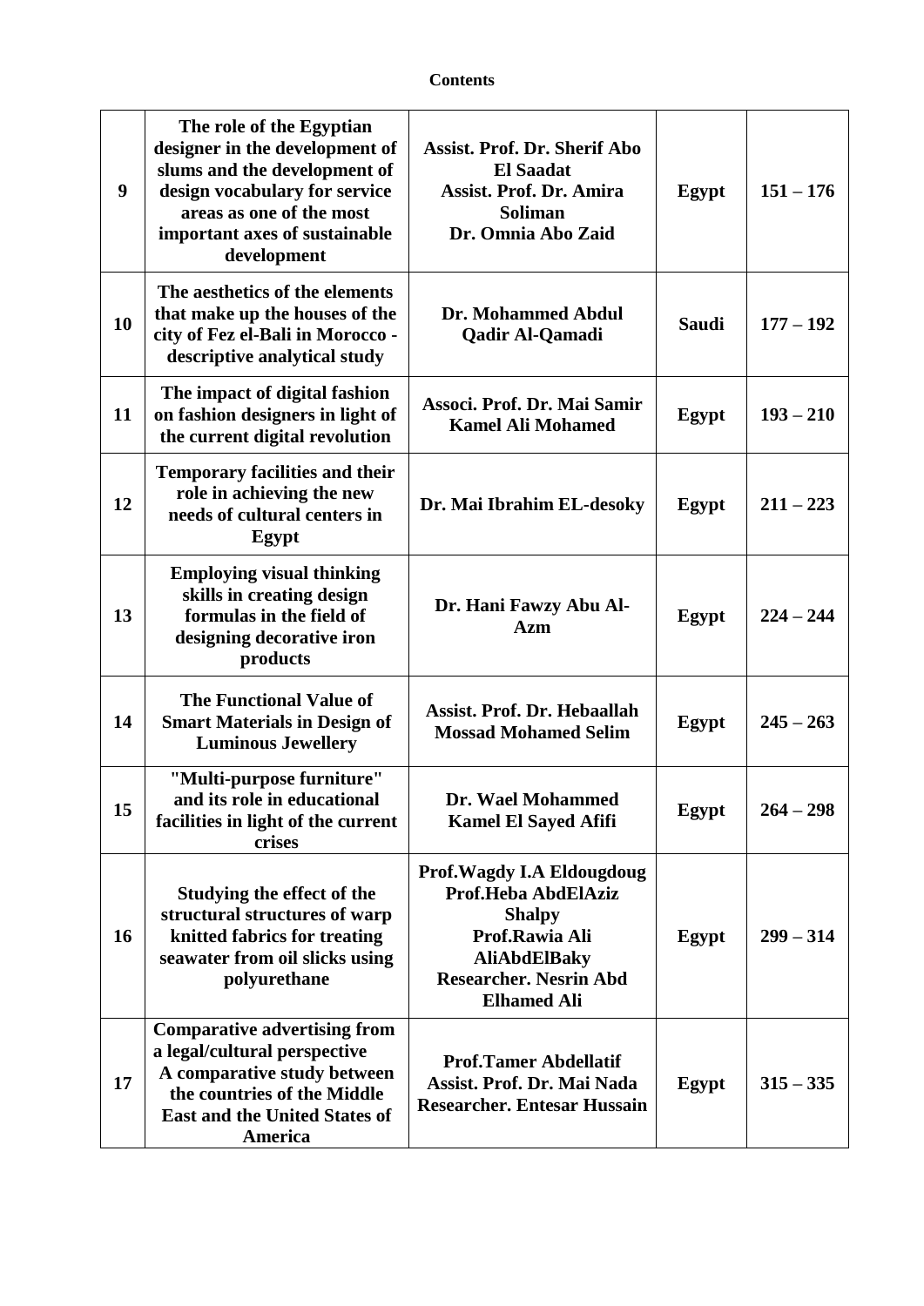**Contents**

| | | | | |
|---|---|---|---|---|
| **9** | **The role of the Egyptian designer in the development of slums and the development of design vocabulary for service areas as one of the most important axes of sustainable development** | **Assist. Prof. Dr. Sherif Abo El Saadat**<br>**Assist. Prof. Dr. Amira Soliman**<br>**Dr. Omnia Abo Zaid** | **Egypt** | **151 – 176** |
| **10** | **The aesthetics of the elements that make up the houses of the city of Fez el-Bali in Morocco - descriptive analytical study** | **Dr. Mohammed Abdul Qadir Al-Qamadi** | **Saudi** | **177 – 192** |
| **11** | **The impact of digital fashion on fashion designers in light of the current digital revolution** | **Associ. Prof. Dr. Mai Samir Kamel Ali Mohamed** | **Egypt** | **193 – 210** |
| **12** | **Temporary facilities and their role in achieving the new needs of cultural centers in Egypt** | **Dr. Mai Ibrahim EL-desoky** | **Egypt** | **211 – 223** |
| **13** | **Employing visual thinking skills in creating design formulas in the field of designing decorative iron products** | **Dr. Hani Fawzy Abu Al-Azm** | **Egypt** | **224 – 244** |
| **14** | **The Functional Value of Smart Materials in Design of Luminous Jewellery** | **Assist. Prof. Dr. Hebaallah Mossad Mohamed Selim** | **Egypt** | **245 – 263** |
| **15** | **"Multi-purpose furniture" and its role in educational facilities in light of the current crises** | **Dr. Wael Mohammed Kamel El Sayed Afifi** | **Egypt** | **264 – 298** |
| **16** | **Studying the effect of the structural structures of warp knitted fabrics for treating seawater from oil slicks using polyurethane** | **Prof.Wagdy I.A Eldougdoug**<br>**Prof.Heba AbdElAziz Shalpy**<br>**Prof.Rawia Ali AliAbdElBaky**<br>**Researcher. Nesrin Abd Elhamed Ali** | **Egypt** | **299 – 314** |
| **17** | **Comparative advertising from a legal/cultural perspective**<br>**A comparative study between the countries of the Middle East and the United States of America** | **Prof.Tamer Abdellatif**<br>**Assist. Prof. Dr. Mai Nada**<br>**Researcher. Entesar Hussain** | **Egypt** | **315 – 335** |